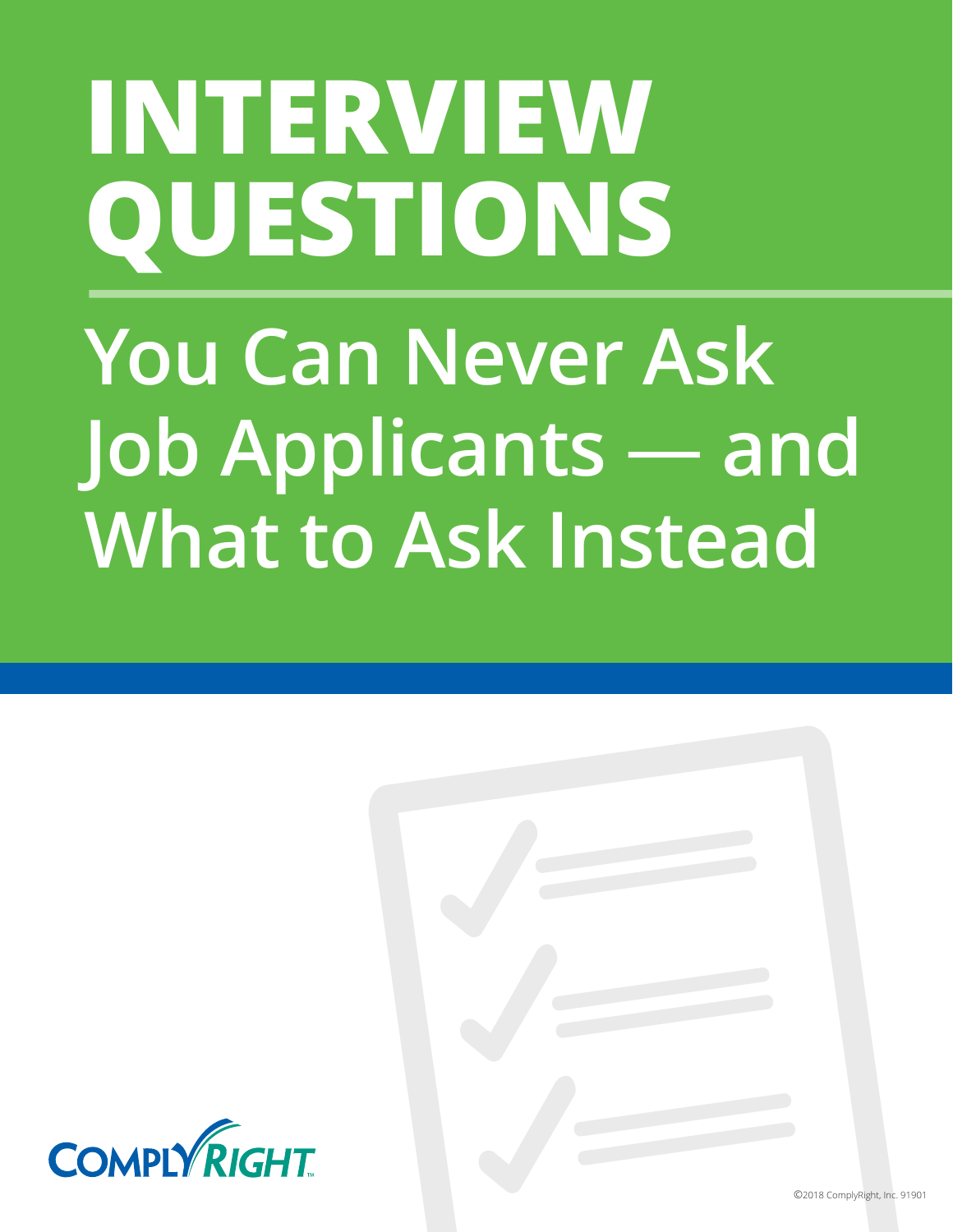# INTERVIEW QUESTIONS

## You Can Never Ask Job Applicants — and What to Ask Instead

COMPLYRIGHT™

©2018 ComplyRight, Inc. 91901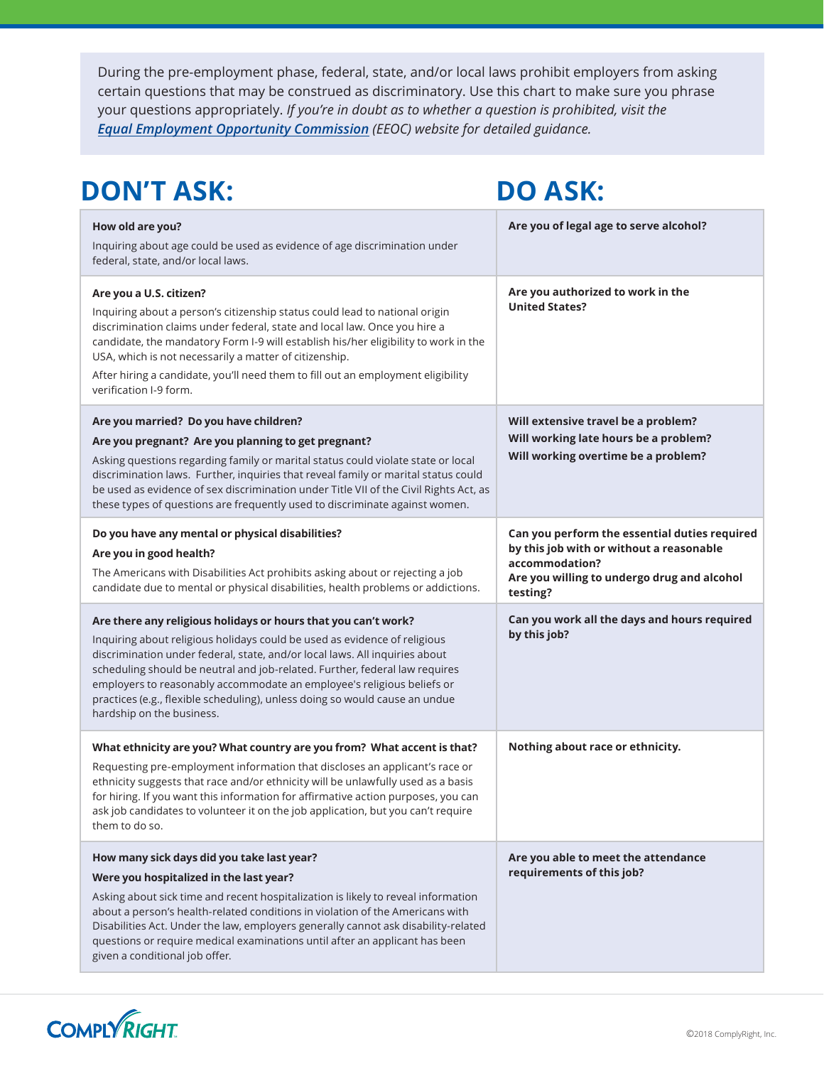During the pre-employment phase, federal, state, and/or local laws prohibit employers from asking certain questions that may be construed as discriminatory. Use this chart to make sure you phrase your questions appropriately. *If you're in doubt as to whether a question is prohibited, visit the [Equal Employment Opportunity Commission](#) (EEOC) website for detailed guidance.*

| DON'T ASK: | DO ASK: |
|---|---|
| **How old are you?**<br>Inquiring about age could be used as evidence of age discrimination under federal, state, and/or local laws. | **Are you of legal age to serve alcohol?** |
| **Are you a U.S. citizen?**<br>Inquiring about a person's citizenship status could lead to national origin discrimination claims under federal, state and local law. Once you hire a candidate, the mandatory Form I-9 will establish his/her eligibility to work in the USA, which is not necessarily a matter of citizenship.<br>After hiring a candidate, you'll need them to fill out an employment eligibility verification I-9 form. | **Are you authorized to work in the United States?** |
| **Are you married? Do you have children?**<br>**Are you pregnant? Are you planning to get pregnant?**<br>Asking questions regarding family or marital status could violate state or local discrimination laws. Further, inquiries that reveal family or marital status could be used as evidence of sex discrimination under Title VII of the Civil Rights Act, as these types of questions are frequently used to discriminate against women. | **Will extensive travel be a problem?**<br>**Will working late hours be a problem?**<br>**Will working overtime be a problem?** |
| **Do you have any mental or physical disabilities?**<br>**Are you in good health?**<br>The Americans with Disabilities Act prohibits asking about or rejecting a job candidate due to mental or physical disabilities, health problems or addictions. | **Can you perform the essential duties required by this job with or without a reasonable accommodation?**<br>**Are you willing to undergo drug and alcohol testing?** |
| **Are there any religious holidays or hours that you can't work?**<br>Inquiring about religious holidays could be used as evidence of religious discrimination under federal, state, and/or local laws. All inquiries about scheduling should be neutral and job-related. Further, federal law requires employers to reasonably accommodate an employee's religious beliefs or practices (e.g., flexible scheduling), unless doing so would cause an undue hardship on the business. | **Can you work all the days and hours required by this job?** |
| **What ethnicity are you? What country are you from? What accent is that?**<br>Requesting pre-employment information that discloses an applicant's race or ethnicity suggests that race and/or ethnicity will be unlawfully used as a basis for hiring. If you want this information for affirmative action purposes, you can ask job candidates to volunteer it on the job application, but you can't require them to do so. | **Nothing about race or ethnicity.** |
| **How many sick days did you take last year?**<br>**Were you hospitalized in the last year?**<br>Asking about sick time and recent hospitalization is likely to reveal information about a person's health-related conditions in violation of the Americans with Disabilities Act. Under the law, employers generally cannot ask disability-related questions or require medical examinations until after an applicant has been given a conditional job offer. | **Are you able to meet the attendance requirements of this job?** |

ComplyRight

©2018 ComplyRight, Inc.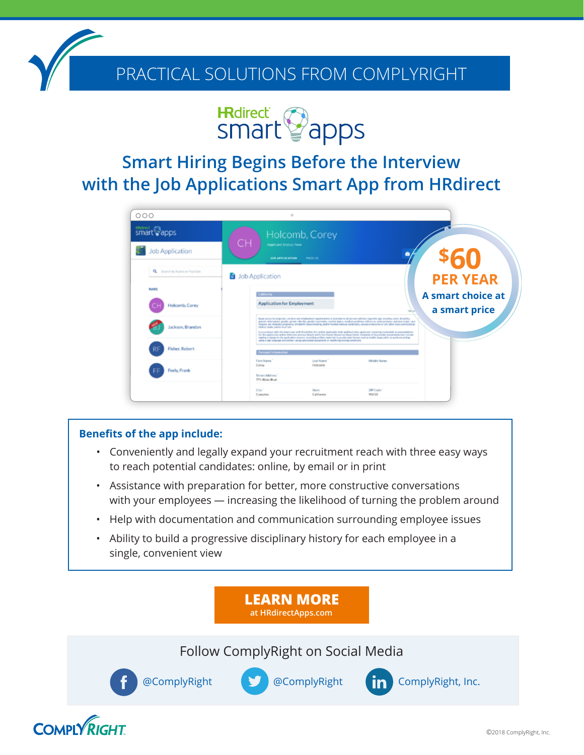# PRACTICAL SOLUTIONS FROM COMPLYRIGHT

HRdirect smart apps

## Smart Hiring Begins Before the Interview with the Job Applications Smart App from HRdirect

**$60 PER YEAR**
A smart choice at a smart price

**Benefits of the app include:**

- Conveniently and legally expand your recruitment reach with three easy ways to reach potential candidates: online, by email or in print
- Assistance with preparation for better, more constructive conversations with your employees — increasing the likelihood of turning the problem around
- Help with documentation and communication surrounding employee issues
- Ability to build a progressive disciplinary history for each employee in a single, convenient view

**LEARN MORE**
at HRdirectApps.com

Follow ComplyRight on Social Media

@ComplyRight | @ComplyRight | ComplyRight, Inc.

ComplyRight

©2018 ComplyRight, Inc.